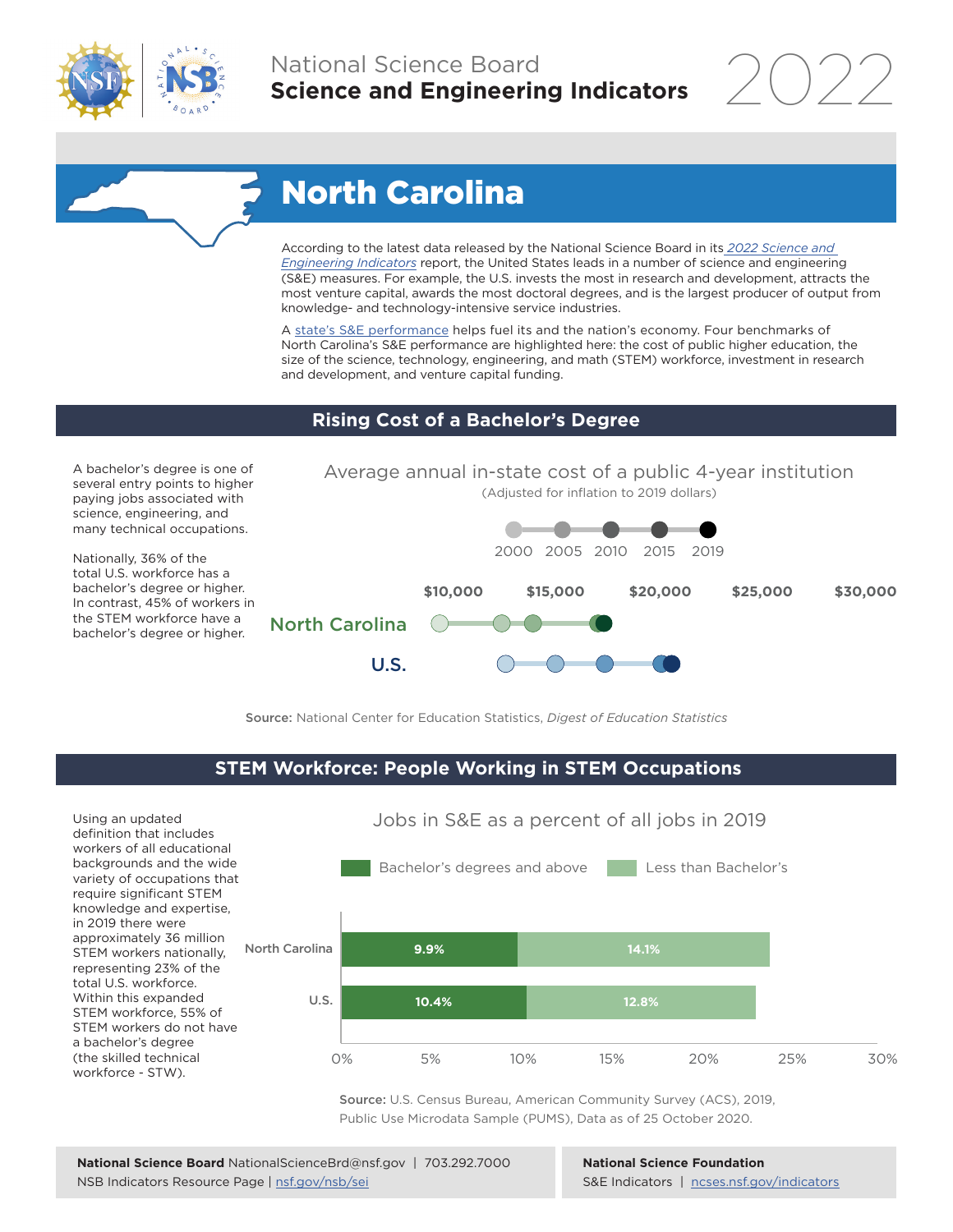National Science Board
**Science and Engineering Indicators** 2022

# North Carolina

According to the latest data released by the National Science Board in its *2022 Science and Engineering Indicators* report, the United States leads in a number of science and engineering (S&E) measures. For example, the U.S. invests the most in research and development, attracts the most venture capital, awards the most doctoral degrees, and is the largest producer of output from knowledge- and technology-intensive service industries.

A state's S&E performance helps fuel its and the nation's economy. Four benchmarks of North Carolina's S&E performance are highlighted here: the cost of public higher education, the size of the science, technology, engineering, and math (STEM) workforce, investment in research and development, and venture capital funding.

## Rising Cost of a Bachelor's Degree

A bachelor's degree is one of several entry points to higher paying jobs associated with science, engineering, and many technical occupations.

Nationally, 36% of the total U.S. workforce has a bachelor's degree or higher. In contrast, 45% of workers in the STEM workforce have a bachelor's degree or higher.

Average annual in-state cost of a public 4-year institution
(Adjusted for inflation to 2019 dollars)

2000 2005 2010 2015 2019

$10,000 $15,000 $20,000 $25,000 $30,000

North Carolina

U.S.

**Source:** National Center for Education Statistics, *Digest of Education Statistics*

## STEM Workforce: People Working in STEM Occupations

Using an updated definition that includes workers of all educational backgrounds and the wide variety of occupations that require significant STEM knowledge and expertise, in 2019 there were approximately 36 million STEM workers nationally, representing 23% of the total U.S. workforce. Within this expanded STEM workforce, 55% of STEM workers do not have a bachelor's degree (the skilled technical workforce - STW).

Jobs in S&E as a percent of all jobs in 2019

| | Bachelor's degrees and above | Less than Bachelor's |
|---|---|---|
| North Carolina | 9.9% | 14.1% |
| U.S. | 10.4% | 12.8% |

**Source:** U.S. Census Bureau, American Community Survey (ACS), 2019, Public Use Microdata Sample (PUMS), Data as of 25 October 2020.

**National Science Board** NationalScienceBrd@nsf.gov | 703.292.7000
NSB Indicators Resource Page | nsf.gov/nsb/sei

**National Science Foundation**
S&E Indicators | ncses.nsf.gov/indicators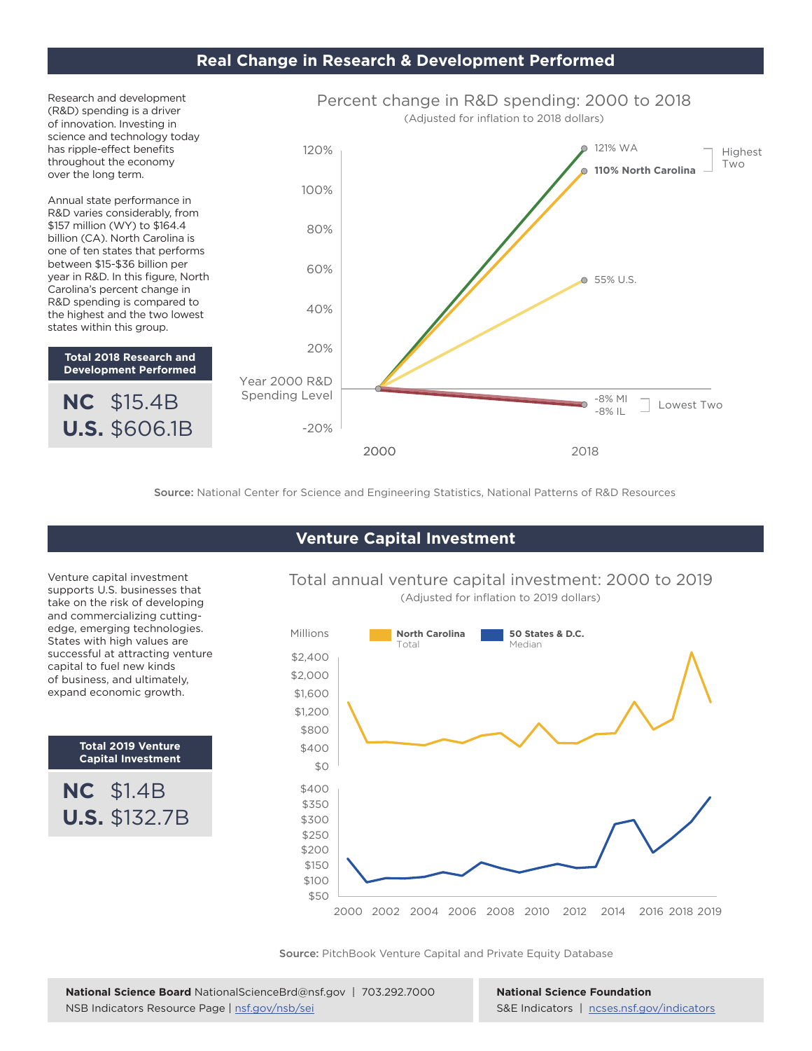## Real Change in Research & Development Performed

Research and development (R&D) spending is a driver of innovation. Investing in science and technology today has ripple-effect benefits throughout the economy over the long term.

Annual state performance in R&D varies considerably, from $157 million (WY) to $164.4 billion (CA). North Carolina is one of ten states that performs between $15-$36 billion per year in R&D. In this figure, North Carolina's percent change in R&D spending is compared to the highest and the two lowest states within this group.

**Total 2018 Research and Development Performed**

**NC** $15.4B
**U.S.** $606.1B

Percent change in R&D spending: 2000 to 2018
(Adjusted for inflation to 2018 dollars)

120%
100%
80%
60%
40%
20%
Year 2000 R&D Spending Level
-20%
2000
2018
121% WA
**110% North Carolina**
Highest Two
55% U.S.
-8% MI
-8% IL
Lowest Two

**Source:** National Center for Science and Engineering Statistics, National Patterns of R&D Resources

## Venture Capital Investment

Venture capital investment supports U.S. businesses that take on the risk of developing and commercializing cutting-edge, emerging technologies. States with high values are successful at attracting venture capital to fuel new kinds of business, and ultimately, expand economic growth.

**Total 2019 Venture Capital Investment**

**NC** $1.4B
**U.S.** $132.7B

Total annual venture capital investment: 2000 to 2019
(Adjusted for inflation to 2019 dollars)

Millions
**North Carolina** Total
**50 States & D.C.** Median

$2,400
$2,000
$1,600
$1,200
$800
$400
$0

$400
$350
$300
$250
$200
$150
$100
$50

2000 2002 2004 2006 2008 2010 2012 2014 2016 2018 2019

**Source:** PitchBook Venture Capital and Private Equity Database

**National Science Board** NationalScienceBrd@nsf.gov | 703.292.7000
NSB Indicators Resource Page | nsf.gov/nsb/sei

**National Science Foundation**
S&E Indicators | ncses.nsf.gov/indicators